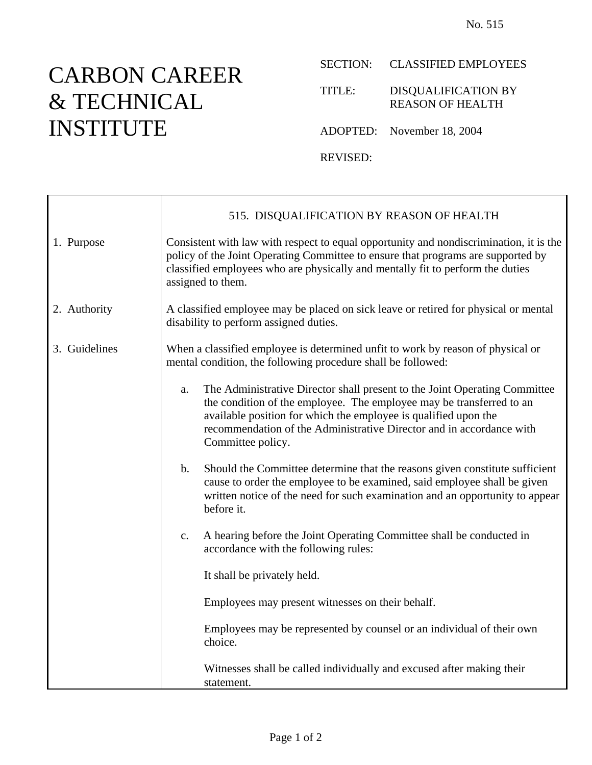No. 515

# CARBON CAREER & TECHNICAL INSTITUTE

SECTION: CLASSIFIED EMPLOYEES

TITLE: DISQUALIFICATION BY REASON OF HEALTH

ADOPTED: November 18, 2004

REVISED:

## 515. DISQUALIFICATION BY REASON OF HEALTH

**1. Purpose**

Consistent with law with respect to equal opportunity and nondiscrimination, it is the policy of the Joint Operating Committee to ensure that programs are supported by classified employees who are physically and mentally fit to perform the duties assigned to them.

**2. Authority**

A classified employee may be placed on sick leave or retired for physical or mental disability to perform assigned duties.

**3. Guidelines**

When a classified employee is determined unfit to work by reason of physical or mental condition, the following procedure shall be followed:

a. The Administrative Director shall present to the Joint Operating Committee the condition of the employee. The employee may be transferred to an available position for which the employee is qualified upon the recommendation of the Administrative Director and in accordance with Committee policy.

b. Should the Committee determine that the reasons given constitute sufficient cause to order the employee to be examined, said employee shall be given written notice of the need for such examination and an opportunity to appear before it.

c. A hearing before the Joint Operating Committee shall be conducted in accordance with the following rules:

   It shall be privately held.

   Employees may present witnesses on their behalf.

   Employees may be represented by counsel or an individual of their own choice.

   Witnesses shall be called individually and excused after making their statement.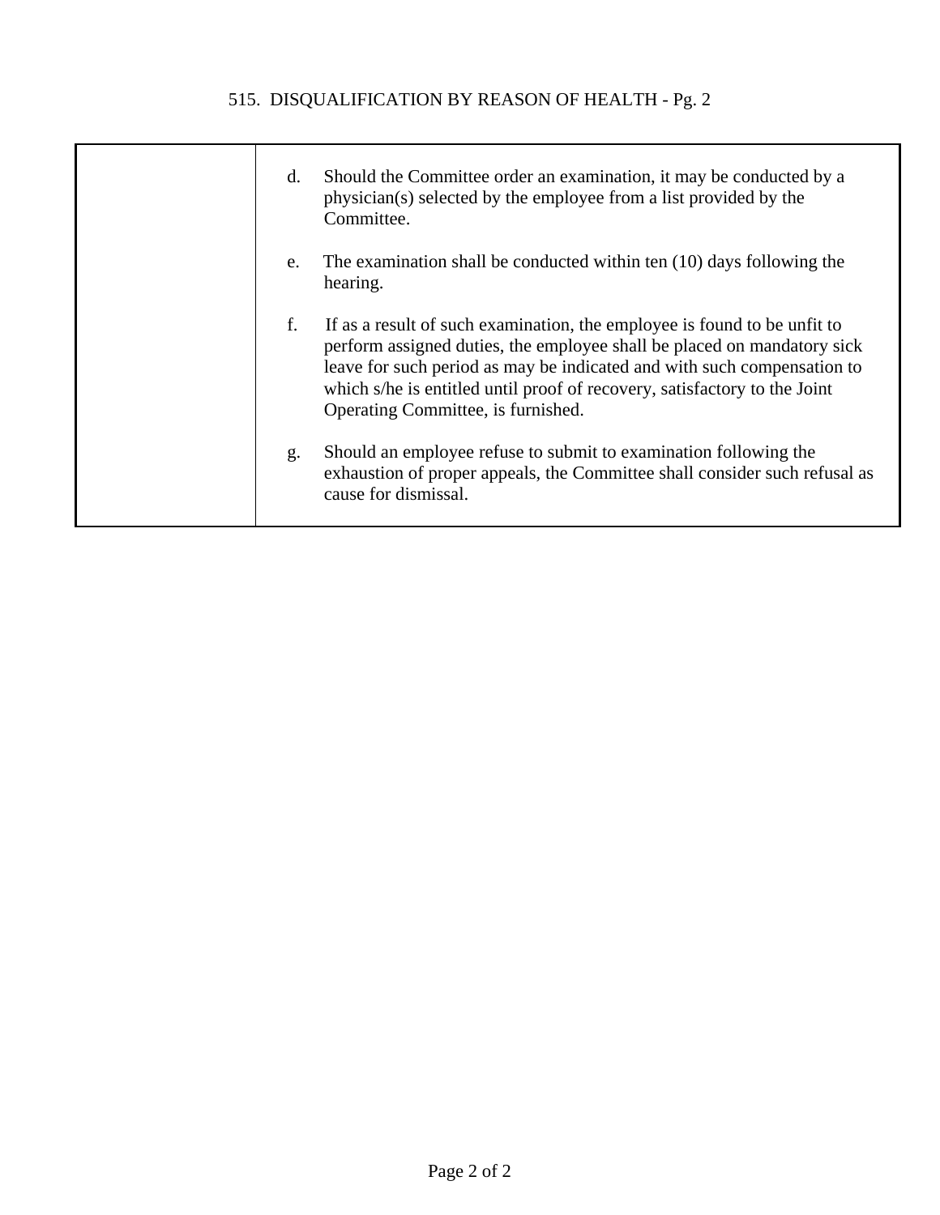# 515. DISQUALIFICATION BY REASON OF HEALTH - Pg. 2

| | |
|---|---|
| | d. Should the Committee order an examination, it may be conducted by a physician(s) selected by the employee from a list provided by the Committee.<br><br>e. The examination shall be conducted within ten (10) days following the hearing.<br><br>f. If as a result of such examination, the employee is found to be unfit to perform assigned duties, the employee shall be placed on mandatory sick leave for such period as may be indicated and with such compensation to which s/he is entitled until proof of recovery, satisfactory to the Joint Operating Committee, is furnished.<br><br>g. Should an employee refuse to submit to examination following the exhaustion of proper appeals, the Committee shall consider such refusal as cause for dismissal. |